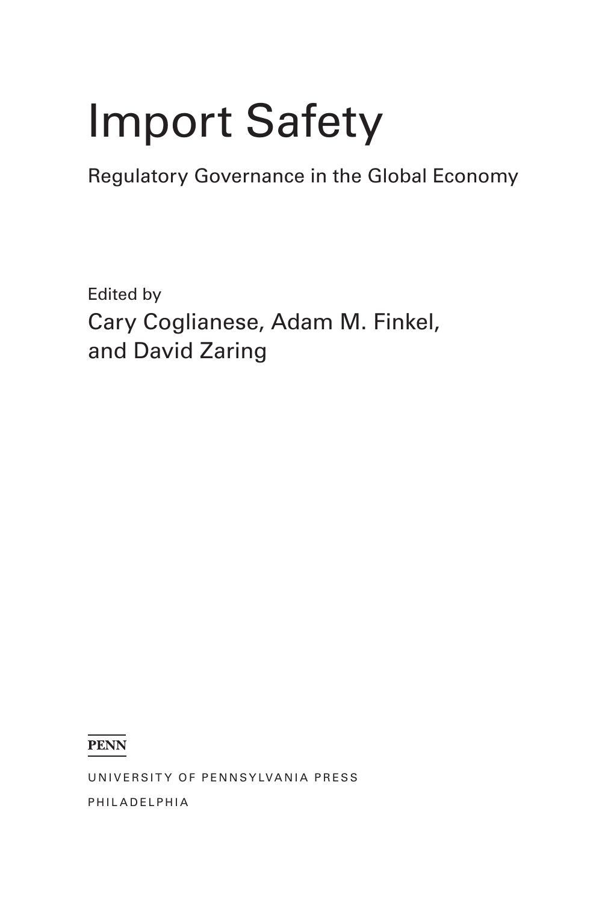# Import Safety

## Regulatory Governance in the Global Economy

Edited by

Cary Coglianese, Adam M. Finkel, and David Zaring

PENN

UNIVERSITY OF PENNSYLVANIA PRESS

PHILADELPHIA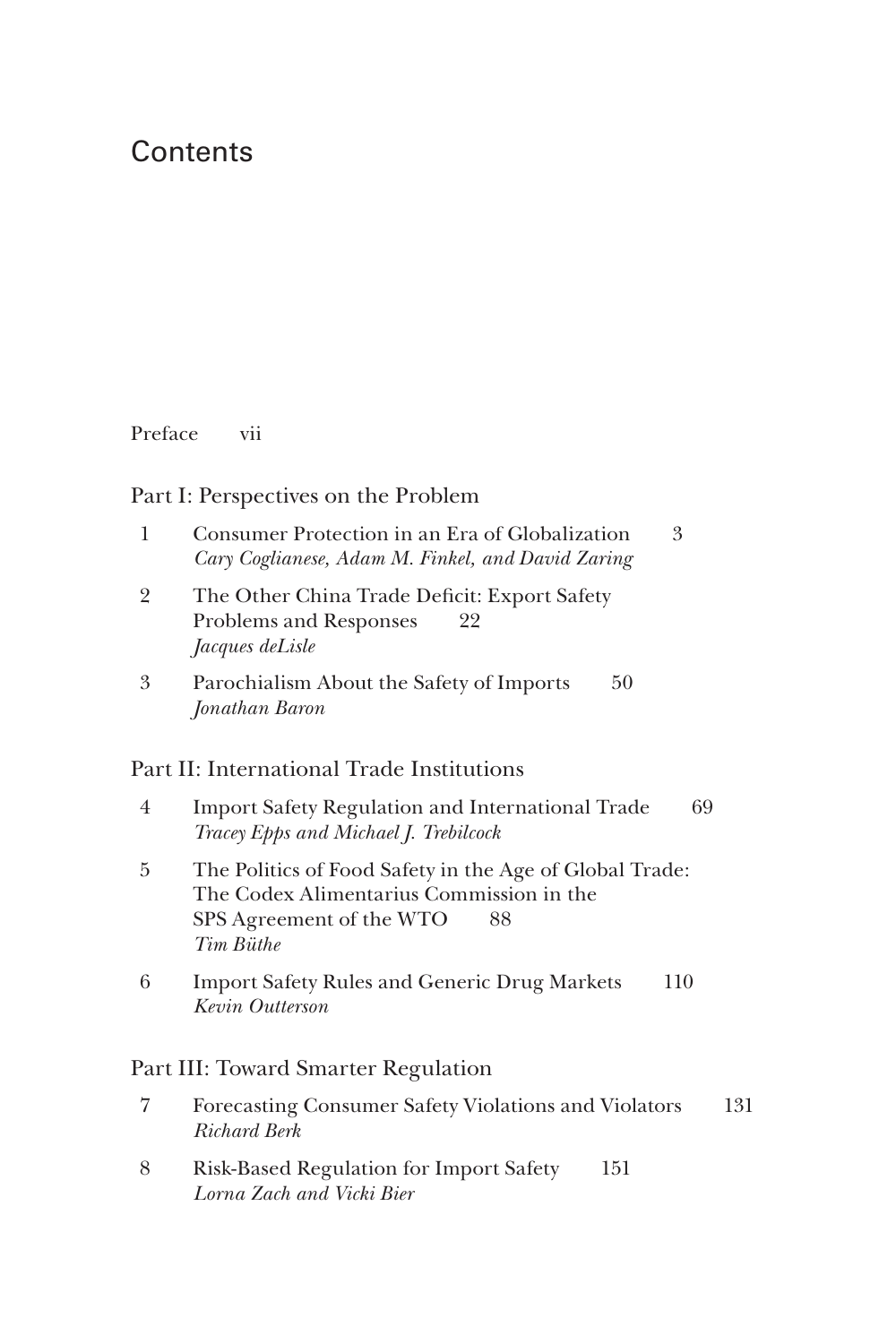# Contents

Preface vii

## Part I: Perspectives on the Problem

1 Consumer Protection in an Era of Globalization 3
*Cary Coglianese, Adam M. Finkel, and David Zaring*

2 The Other China Trade Deficit: Export Safety Problems and Responses 22
*Jacques deLisle*

3 Parochialism About the Safety of Imports 50
*Jonathan Baron*

## Part II: International Trade Institutions

4 Import Safety Regulation and International Trade 69
*Tracey Epps and Michael J. Trebilcock*

5 The Politics of Food Safety in the Age of Global Trade: The Codex Alimentarius Commission in the SPS Agreement of the WTO 88
*Tim Büthe*

6 Import Safety Rules and Generic Drug Markets 110
*Kevin Outterson*

## Part III: Toward Smarter Regulation

7 Forecasting Consumer Safety Violations and Violators 131
*Richard Berk*

8 Risk-Based Regulation for Import Safety 151
*Lorna Zach and Vicki Bier*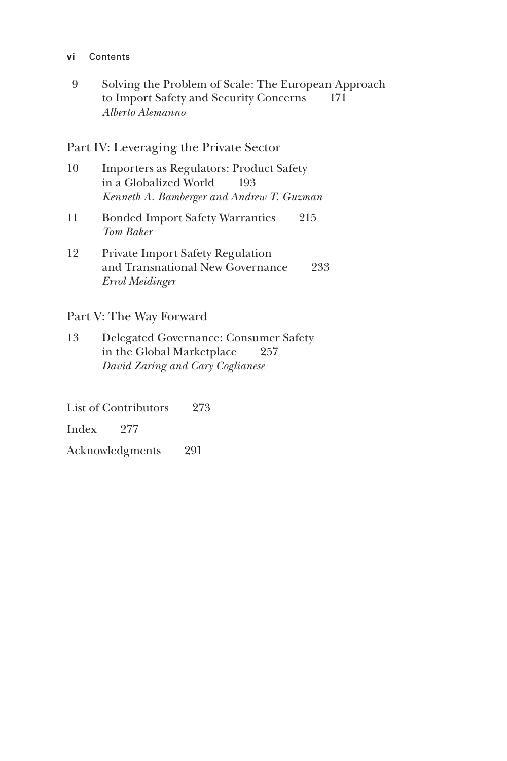9 Solving the Problem of Scale: The European Approach to Import Safety and Security Concerns 171
*Alberto Alemanno*

## Part IV: Leveraging the Private Sector

10 Importers as Regulators: Product Safety in a Globalized World 193
*Kenneth A. Bamberger and Andrew T. Guzman*

11 Bonded Import Safety Warranties 215
*Tom Baker*

12 Private Import Safety Regulation and Transnational New Governance 233
*Errol Meidinger*

## Part V: The Way Forward

13 Delegated Governance: Consumer Safety in the Global Marketplace 257
*David Zaring and Cary Coglianese*

List of Contributors 273

Index 277

Acknowledgments 291